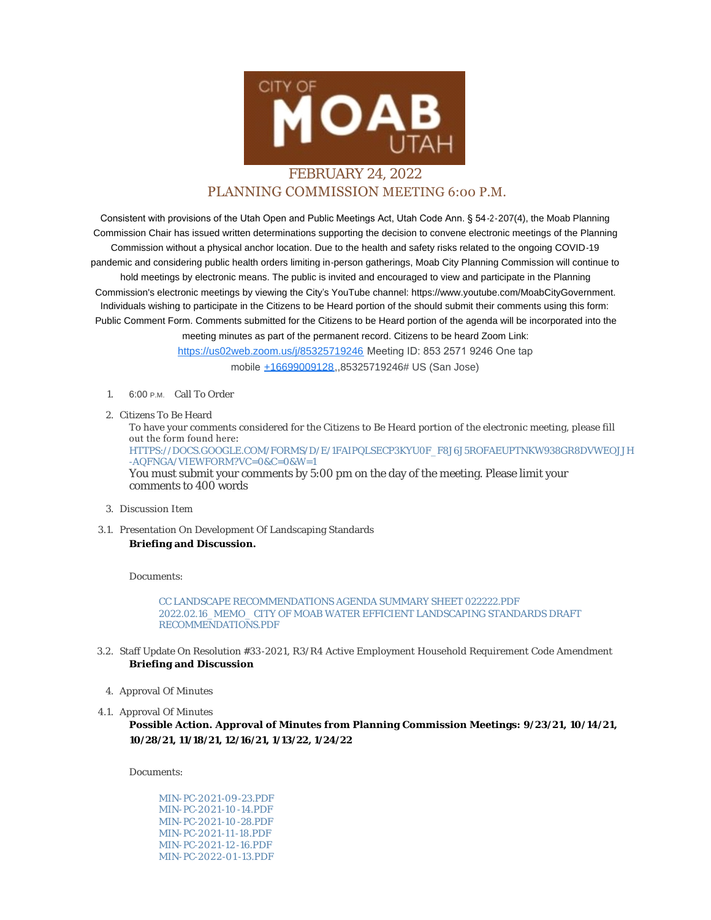CITY OF MOAB UTAH

# FEBRUARY 24, 2022
## PLANNING COMMISSION MEETING 6:00 P.M.

Consistent with provisions of the Utah Open and Public Meetings Act, Utah Code Ann. § 54-2-207(4), the Moab Planning Commission Chair has issued written determinations supporting the decision to convene electronic meetings of the Planning Commission without a physical anchor location. Due to the health and safety risks related to the ongoing COVID-19 pandemic and considering public health orders limiting in-person gatherings, Moab City Planning Commission will continue to hold meetings by electronic means. The public is invited and encouraged to view and participate in the Planning Commission's electronic meetings by viewing the City's YouTube channel: https://www.youtube.com/MoabCityGovernment. Individuals wishing to participate in the Citizens to be Heard portion of the should submit their comments using this form: Public Comment Form. Comments submitted for the Citizens to be Heard portion of the agenda will be incorporated into the meeting minutes as part of the permanent record. Citizens to be heard Zoom Link: https://us02web.zoom.us/j/85325719246 Meeting ID: 853 2571 9246 One tap mobile +16699009128,,85325719246# US (San Jose)

1. 6:00 P.M. Call To Order

2. Citizens To Be Heard

   To have your comments considered for the Citizens to Be Heard portion of the electronic meeting, please fill out the form found here: HTTPS://DOCS.GOOGLE.COM/FORMS/D/E/1FAIPQLSECP3KYU0F_F8J6J5ROFAEUPTNKW938GR8DVWEOJJH-AQFNGA/VIEWFORM?VC=0&C=0&W=1

   You must submit your comments by 5:00 pm on the day of the meeting. Please limit your comments to 400 words

3. Discussion Item

3.1. Presentation On Development Of Landscaping Standards

   **Briefing and Discussion.**

   Documents:

   CC LANDSCAPE RECOMMENDATIONS AGENDA SUMMARY SHEET 022222.PDF
   2022.02.16_MEMO_ CITY OF MOAB WATER EFFICIENT LANDSCAPING STANDARDS DRAFT RECOMMENDATIONS.PDF

3.2. Staff Update On Resolution #33-2021, R3/R4 Active Employment Household Requirement Code Amendment

   **Briefing and Discussion**

4. Approval Of Minutes

4.1. Approval Of Minutes

   **Possible Action. Approval of Minutes from Planning Commission Meetings: 9/23/21, 10/14/21, 10/28/21, 11/18/21, 12/16/21, 1/13/22, 1/24/22**

   Documents:

   MIN-PC-2021-09-23.PDF
   MIN-PC-2021-10-14.PDF
   MIN-PC-2021-10-28.PDF
   MIN-PC-2021-11-18.PDF
   MIN-PC-2021-12-16.PDF
   MIN-PC-2022-01-13.PDF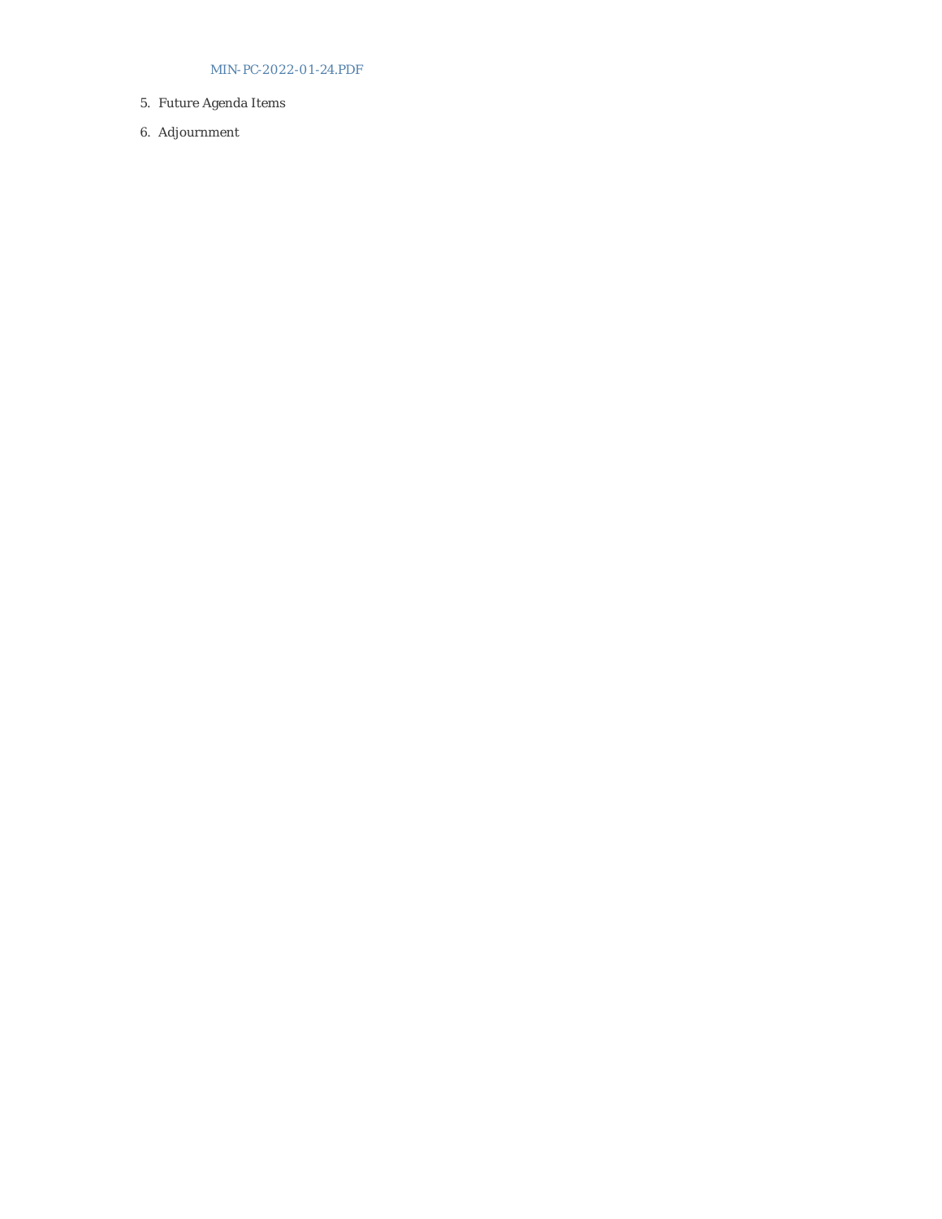MIN-PC-2022-01-24.PDF

5. Future Agenda Items

6. Adjournment